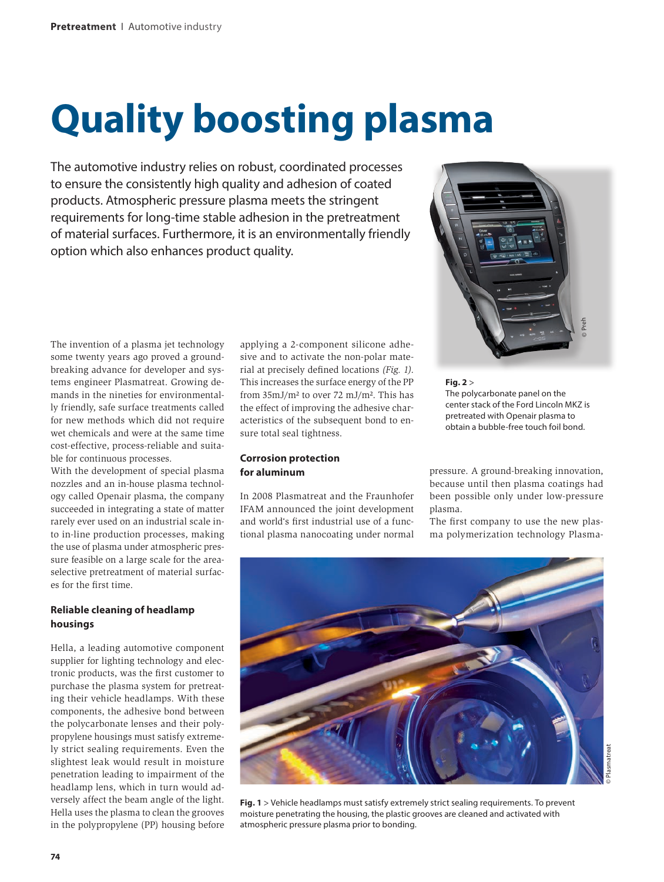# Quality boosting plasma

The automotive industry relies on robust, coordinated processes to ensure the consistently high quality and adhesion of coated products. Atmospheric pressure plasma meets the stringent requirements for long-time stable adhesion in the pretreatment of material surfaces. Furthermore, it is an environmentally friendly option which also enhances product quality.

**Fig. 2** > The polycarbonate panel on the center stack of the Ford Lincoln MKZ is pretreated with Openair plasma to obtain a bubble-free touch foil bond.

The invention of a plasma jet technology some twenty years ago proved a groundbreaking advance for developer and systems engineer Plasmatreat. Growing demands in the nineties for environmentally friendly, safe surface treatments called for new methods which did not require wet chemicals and were at the same time cost-effective, process-reliable and suitable for continuous processes.

With the development of special plasma nozzles and an in-house plasma technology called Openair plasma, the company succeeded in integrating a state of matter rarely ever used on an industrial scale into in-line production processes, making the use of plasma under atmospheric pressure feasible on a large scale for the area-selective pretreatment of material surfaces for the first time.

## Reliable cleaning of headlamp housings

Hella, a leading automotive component supplier for lighting technology and electronic products, was the first customer to purchase the plasma system for pretreating their vehicle headlamps. With these components, the adhesive bond between the polycarbonate lenses and their polypropylene housings must satisfy extremely strict sealing requirements. Even the slightest leak would result in moisture penetration leading to impairment of the headlamp lens, which in turn would adversely affect the beam angle of the light. Hella uses the plasma to clean the grooves in the polypropylene (PP) housing before applying a 2-component silicone adhesive and to activate the non-polar material at precisely defined locations *(Fig. 1)*. This increases the surface energy of the PP from 35mJ/m² to over 72 mJ/m². This has the effect of improving the adhesive characteristics of the subsequent bond to ensure total seal tightness.

## Corrosion protection for aluminum

In 2008 Plasmatreat and the Fraunhofer IFAM announced the joint development and world's first industrial use of a functional plasma nanocoating under normal pressure. A ground-breaking innovation, because until then plasma coatings had been possible only under low-pressure plasma.

The first company to use the new plasma polymerization technology Plasma-

**Fig. 1** > Vehicle headlamps must satisfy extremely strict sealing requirements. To prevent moisture penetrating the housing, the plastic grooves are cleaned and activated with atmospheric pressure plasma prior to bonding.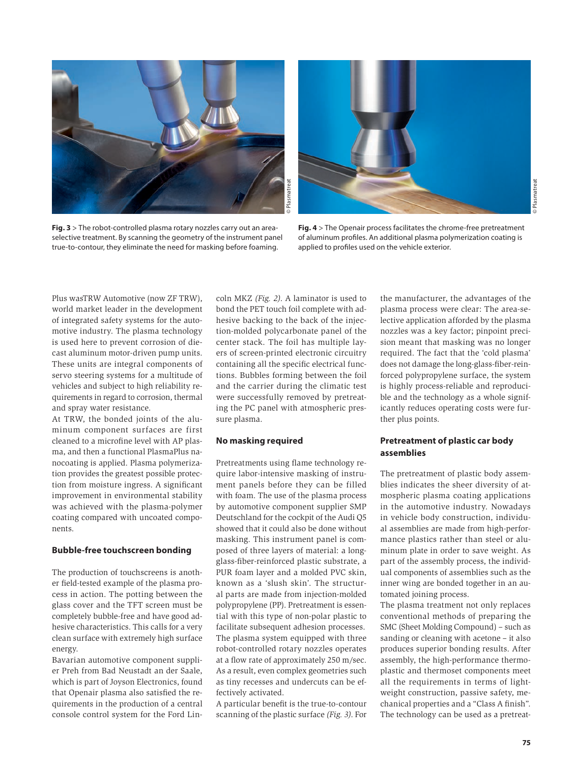**Fig. 3** > The robot-controlled plasma rotary nozzles carry out an area-selective treatment. By scanning the geometry of the instrument panel true-to-contour, they eliminate the need for masking before foaming.

**Fig. 4** > The Openair process facilitates the chrome-free pretreatment of aluminum profiles. An additional plasma polymerization coating is applied to profiles used on the vehicle exterior.

Plus wasTRW Automotive (now ZF TRW), world market leader in the development of integrated safety systems for the automotive industry. The plasma technology is used here to prevent corrosion of die-cast aluminum motor-driven pump units. These units are integral components of servo steering systems for a multitude of vehicles and subject to high reliability requirements in regard to corrosion, thermal and spray water resistance.

At TRW, the bonded joints of the aluminum component surfaces are first cleaned to a microfine level with AP plasma, and then a functional PlasmaPlus nanocoating is applied. Plasma polymerization provides the greatest possible protection from moisture ingress. A significant improvement in environmental stability was achieved with the plasma-polymer coating compared with uncoated components.

### Bubble-free touchscreen bonding

The production of touchscreens is another field-tested example of the plasma process in action. The potting between the glass cover and the TFT screen must be completely bubble-free and have good adhesive characteristics. This calls for a very clean surface with extremely high surface energy.

Bavarian automotive component supplier Preh from Bad Neustadt an der Saale, which is part of Joyson Electronics, found that Openair plasma also satisfied the requirements in the production of a central console control system for the Ford Lincoln MKZ *(Fig. 2)*. A laminator is used to bond the PET touch foil complete with adhesive backing to the back of the injection-molded polycarbonate panel of the center stack. The foil has multiple layers of screen-printed electronic circuitry containing all the specific electrical functions. Bubbles forming between the foil and the carrier during the climatic test were successfully removed by pretreating the PC panel with atmospheric pressure plasma.

### No masking required

Pretreatments using flame technology require labor-intensive masking of instrument panels before they can be filled with foam. The use of the plasma process by automotive component supplier SMP Deutschland for the cockpit of the Audi Q5 showed that it could also be done without masking. This instrument panel is composed of three layers of material: a long-glass-fiber-reinforced plastic substrate, a PUR foam layer and a molded PVC skin, known as a 'slush skin'. The structural parts are made from injection-molded polypropylene (PP). Pretreatment is essential with this type of non-polar plastic to facilitate subsequent adhesion processes. The plasma system equipped with three robot-controlled rotary nozzles operates at a flow rate of approximately 250 m/sec. As a result, even complex geometries such as tiny recesses and undercuts can be effectively activated.

A particular benefit is the true-to-contour scanning of the plastic surface *(Fig. 3)*. For the manufacturer, the advantages of the plasma process were clear: The area-selective application afforded by the plasma nozzles was a key factor; pinpoint precision meant that masking was no longer required. The fact that the 'cold plasma' does not damage the long-glass-fiber-reinforced polypropylene surface, the system is highly process-reliable and reproducible and the technology as a whole significantly reduces operating costs were further plus points.

### Pretreatment of plastic car body assemblies

The pretreatment of plastic body assemblies indicates the sheer diversity of atmospheric plasma coating applications in the automotive industry. Nowadays in vehicle body construction, individual assemblies are made from high-performance plastics rather than steel or aluminum plate in order to save weight. As part of the assembly process, the individual components of assemblies such as the inner wing are bonded together in an automated joining process.

The plasma treatment not only replaces conventional methods of preparing the SMC (Sheet Molding Compound) – such as sanding or cleaning with acetone – it also produces superior bonding results. After assembly, the high-performance thermoplastic and thermoset components meet all the requirements in terms of lightweight construction, passive safety, mechanical properties and a "Class A finish". The technology can be used as a pretreat-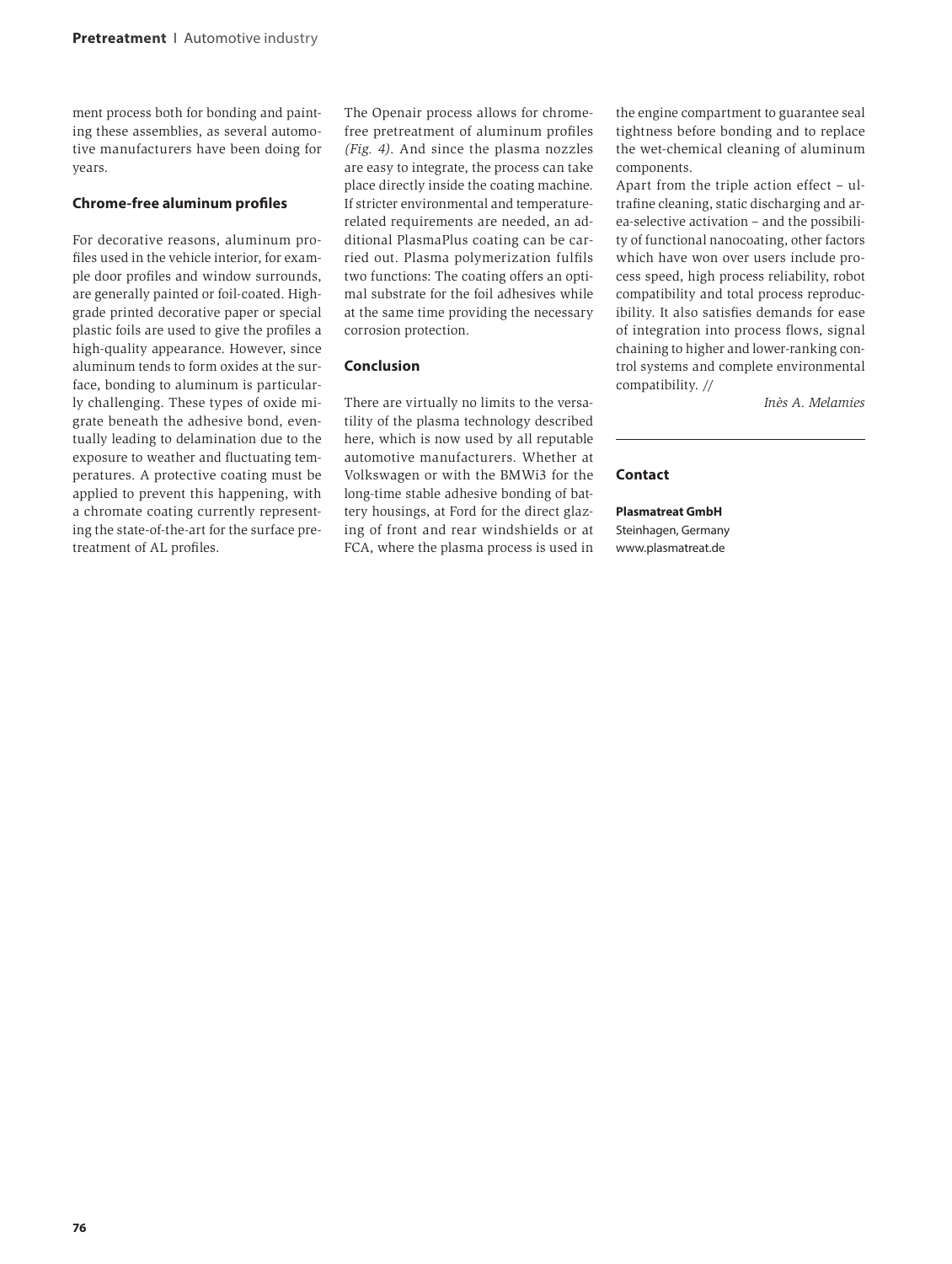ment process both for bonding and painting these assemblies, as several automotive manufacturers have been doing for years.

### Chrome-free aluminum profiles

For decorative reasons, aluminum profiles used in the vehicle interior, for example door profiles and window surrounds, are generally painted or foil-coated. High-grade printed decorative paper or special plastic foils are used to give the profiles a high-quality appearance. However, since aluminum tends to form oxides at the surface, bonding to aluminum is particularly challenging. These types of oxide migrate beneath the adhesive bond, eventually leading to delamination due to the exposure to weather and fluctuating temperatures. A protective coating must be applied to prevent this happening, with a chromate coating currently representing the state-of-the-art for the surface pretreatment of AL profiles.

The Openair process allows for chrome-free pretreatment of aluminum profiles *(Fig. 4)*. And since the plasma nozzles are easy to integrate, the process can take place directly inside the coating machine. If stricter environmental and temperature-related requirements are needed, an additional PlasmaPlus coating can be carried out. Plasma polymerization fulfils two functions: The coating offers an optimal substrate for the foil adhesives while at the same time providing the necessary corrosion protection.

### Conclusion

There are virtually no limits to the versatility of the plasma technology described here, which is now used by all reputable automotive manufacturers. Whether at Volkswagen or with the BMWi3 for the long-time stable adhesive bonding of battery housings, at Ford for the direct glazing of front and rear windshields or at FCA, where the plasma process is used in the engine compartment to guarantee seal tightness before bonding and to replace the wet-chemical cleaning of aluminum components.

Apart from the triple action effect – ultrafine cleaning, static discharging and area-selective activation – and the possibility of functional nanocoating, other factors which have won over users include process speed, high process reliability, robot compatibility and total process reproducibility. It also satisfies demands for ease of integration into process flows, signal chaining to higher and lower-ranking control systems and complete environmental compatibility. //

*Inès A. Melamies*

### Contact

**Plasmatreat GmbH**
Steinhagen, Germany
www.plasmatreat.de